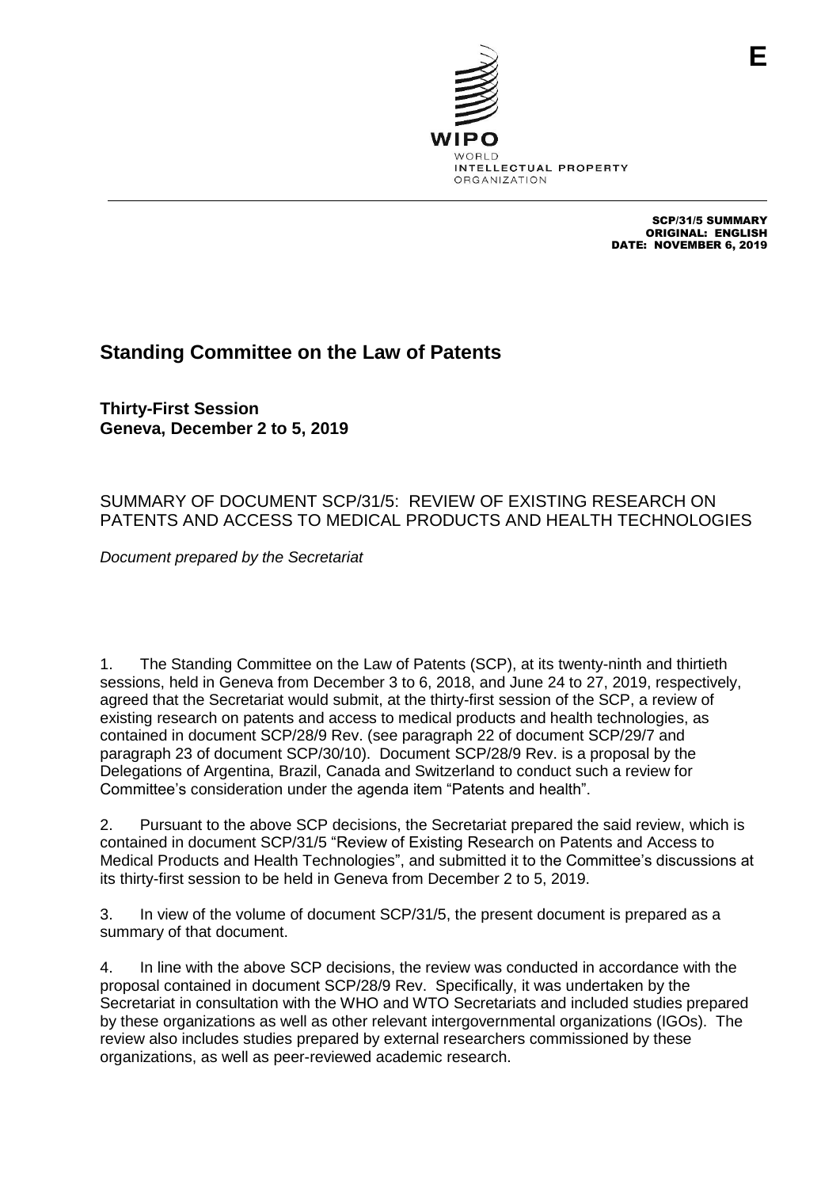E

WIPO
WORLD
INTELLECTUAL PROPERTY
ORGANIZATION

SCP/31/5 SUMMARY
ORIGINAL: ENGLISH
DATE: NOVEMBER 6, 2019

# Standing Committee on the Law of Patents

**Thirty-First Session**
**Geneva, December 2 to 5, 2019**

## SUMMARY OF DOCUMENT SCP/31/5: REVIEW OF EXISTING RESEARCH ON PATENTS AND ACCESS TO MEDICAL PRODUCTS AND HEALTH TECHNOLOGIES

*Document prepared by the Secretariat*

1. The Standing Committee on the Law of Patents (SCP), at its twenty-ninth and thirtieth sessions, held in Geneva from December 3 to 6, 2018, and June 24 to 27, 2019, respectively, agreed that the Secretariat would submit, at the thirty-first session of the SCP, a review of existing research on patents and access to medical products and health technologies, as contained in document SCP/28/9 Rev. (see paragraph 22 of document SCP/29/7 and paragraph 23 of document SCP/30/10). Document SCP/28/9 Rev. is a proposal by the Delegations of Argentina, Brazil, Canada and Switzerland to conduct such a review for Committee's consideration under the agenda item "Patents and health".

2. Pursuant to the above SCP decisions, the Secretariat prepared the said review, which is contained in document SCP/31/5 "Review of Existing Research on Patents and Access to Medical Products and Health Technologies", and submitted it to the Committee's discussions at its thirty-first session to be held in Geneva from December 2 to 5, 2019.

3. In view of the volume of document SCP/31/5, the present document is prepared as a summary of that document.

4. In line with the above SCP decisions, the review was conducted in accordance with the proposal contained in document SCP/28/9 Rev. Specifically, it was undertaken by the Secretariat in consultation with the WHO and WTO Secretariats and included studies prepared by these organizations as well as other relevant intergovernmental organizations (IGOs). The review also includes studies prepared by external researchers commissioned by these organizations, as well as peer-reviewed academic research.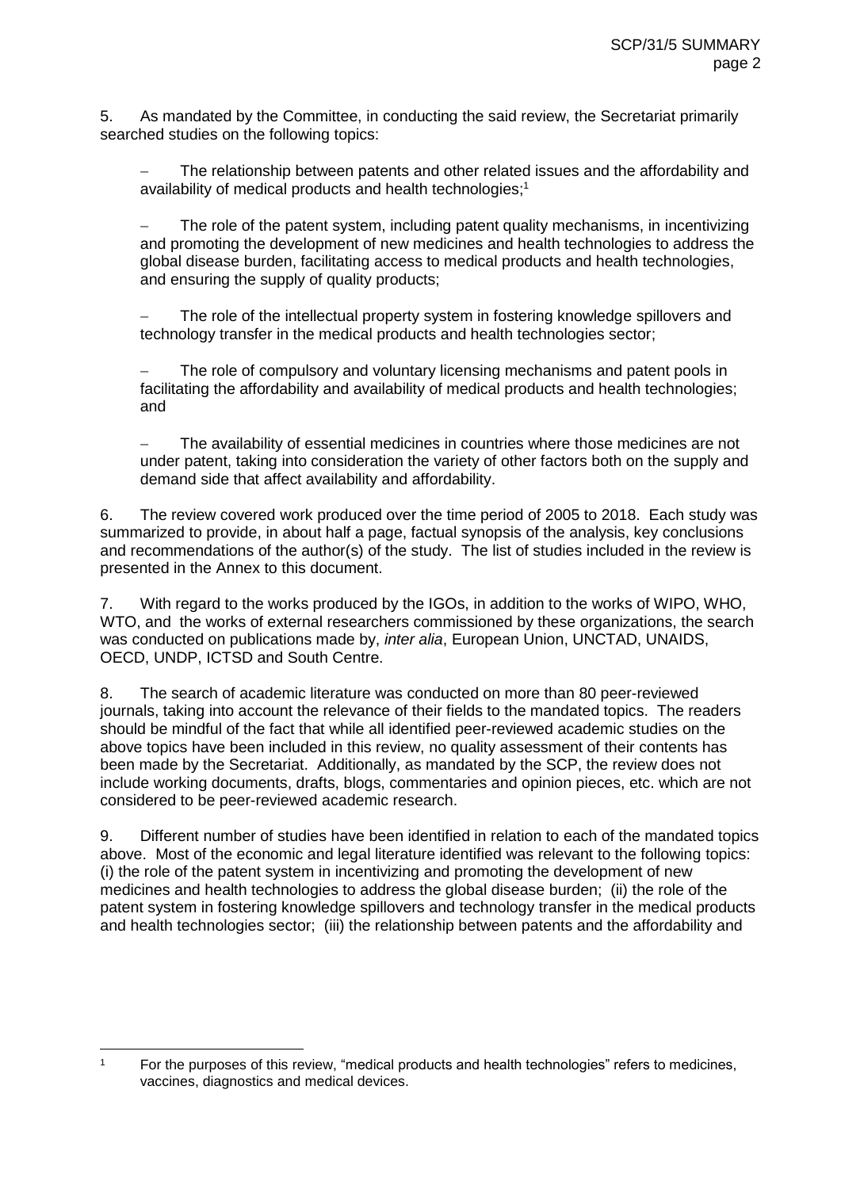5. As mandated by the Committee, in conducting the said review, the Secretariat primarily searched studies on the following topics:

- The relationship between patents and other related issues and the affordability and availability of medical products and health technologies;[1]

- The role of the patent system, including patent quality mechanisms, in incentivizing and promoting the development of new medicines and health technologies to address the global disease burden, facilitating access to medical products and health technologies, and ensuring the supply of quality products;

- The role of the intellectual property system in fostering knowledge spillovers and technology transfer in the medical products and health technologies sector;

- The role of compulsory and voluntary licensing mechanisms and patent pools in facilitating the affordability and availability of medical products and health technologies; and

- The availability of essential medicines in countries where those medicines are not under patent, taking into consideration the variety of other factors both on the supply and demand side that affect availability and affordability.

6. The review covered work produced over the time period of 2005 to 2018. Each study was summarized to provide, in about half a page, factual synopsis of the analysis, key conclusions and recommendations of the author(s) of the study. The list of studies included in the review is presented in the Annex to this document.

7. With regard to the works produced by the IGOs, in addition to the works of WIPO, WHO, WTO, and the works of external researchers commissioned by these organizations, the search was conducted on publications made by, *inter alia*, European Union, UNCTAD, UNAIDS, OECD, UNDP, ICTSD and South Centre.

8. The search of academic literature was conducted on more than 80 peer-reviewed journals, taking into account the relevance of their fields to the mandated topics. The readers should be mindful of the fact that while all identified peer-reviewed academic studies on the above topics have been included in this review, no quality assessment of their contents has been made by the Secretariat. Additionally, as mandated by the SCP, the review does not include working documents, drafts, blogs, commentaries and opinion pieces, etc. which are not considered to be peer-reviewed academic research.

9. Different number of studies have been identified in relation to each of the mandated topics above. Most of the economic and legal literature identified was relevant to the following topics: (i) the role of the patent system in incentivizing and promoting the development of new medicines and health technologies to address the global disease burden; (ii) the role of the patent system in fostering knowledge spillovers and technology transfer in the medical products and health technologies sector; (iii) the relationship between patents and the affordability and

---

[1] For the purposes of this review, "medical products and health technologies" refers to medicines, vaccines, diagnostics and medical devices.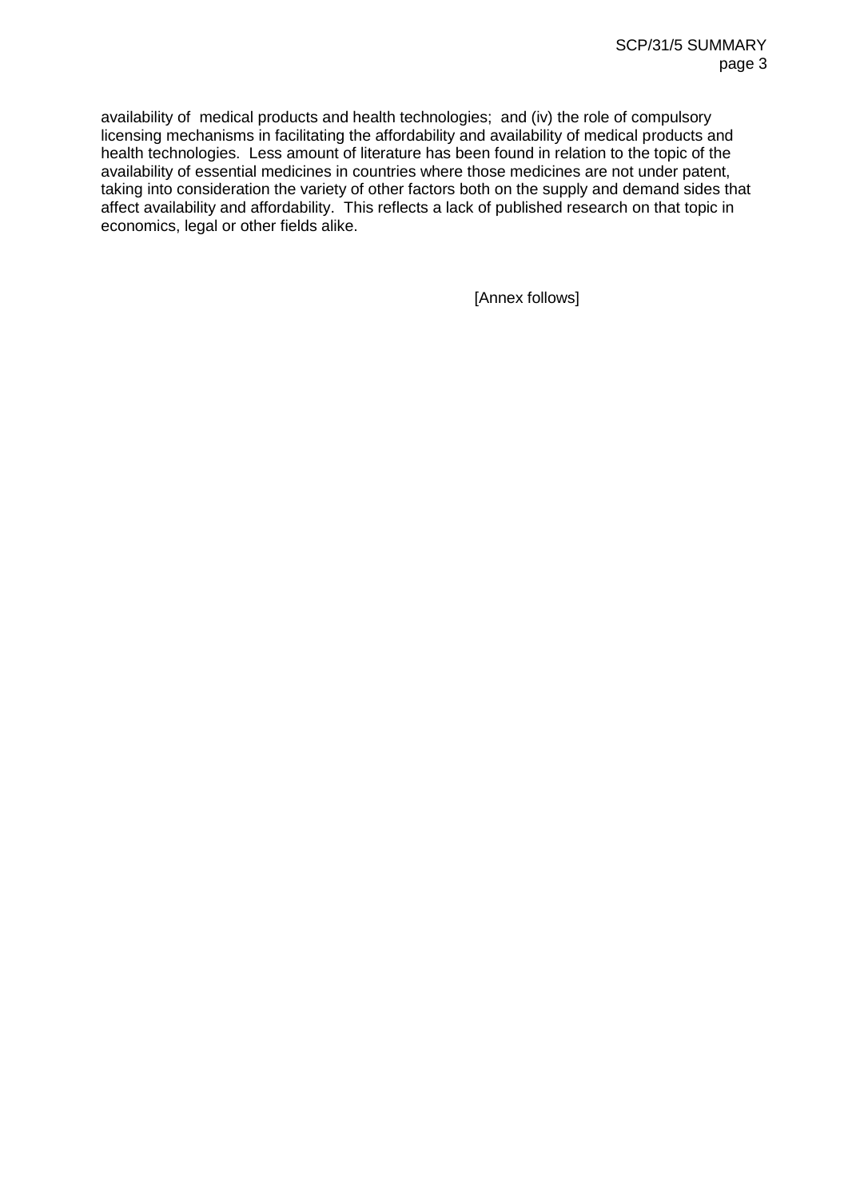availability of  medical products and health technologies;  and (iv) the role of compulsory licensing mechanisms in facilitating the affordability and availability of medical products and health technologies.  Less amount of literature has been found in relation to the topic of the availability of essential medicines in countries where those medicines are not under patent, taking into consideration the variety of other factors both on the supply and demand sides that affect availability and affordability.  This reflects a lack of published research on that topic in economics, legal or other fields alike.

[Annex follows]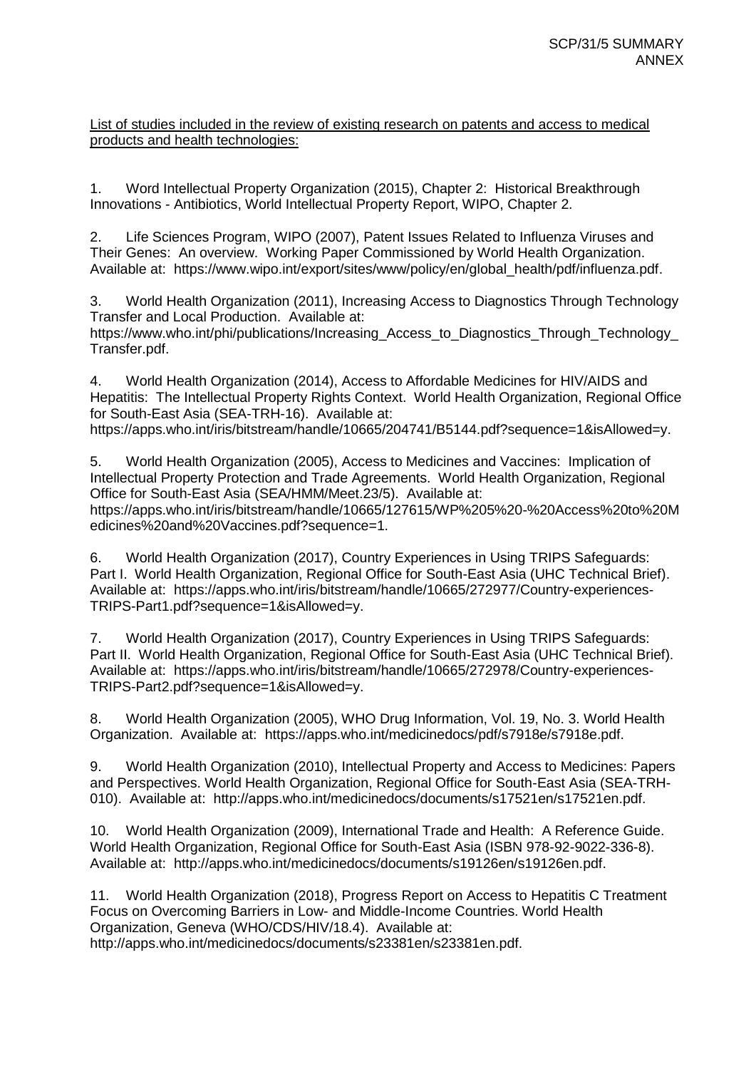<u>List of studies included in the review of existing research on patents and access to medical products and health technologies:</u>

1. Word Intellectual Property Organization (2015), Chapter 2: Historical Breakthrough Innovations - Antibiotics, World Intellectual Property Report, WIPO, Chapter 2.

2. Life Sciences Program, WIPO (2007), Patent Issues Related to Influenza Viruses and Their Genes: An overview. Working Paper Commissioned by World Health Organization. Available at: https://www.wipo.int/export/sites/www/policy/en/global_health/pdf/influenza.pdf.

3. World Health Organization (2011), Increasing Access to Diagnostics Through Technology Transfer and Local Production. Available at: https://www.who.int/phi/publications/Increasing_Access_to_Diagnostics_Through_Technology_Transfer.pdf.

4. World Health Organization (2014), Access to Affordable Medicines for HIV/AIDS and Hepatitis: The Intellectual Property Rights Context. World Health Organization, Regional Office for South-East Asia (SEA-TRH-16). Available at: https://apps.who.int/iris/bitstream/handle/10665/204741/B5144.pdf?sequence=1&isAllowed=y.

5. World Health Organization (2005), Access to Medicines and Vaccines: Implication of Intellectual Property Protection and Trade Agreements. World Health Organization, Regional Office for South-East Asia (SEA/HMM/Meet.23/5). Available at: https://apps.who.int/iris/bitstream/handle/10665/127615/WP%205%20-%20Access%20to%20Medicines%20and%20Vaccines.pdf?sequence=1.

6. World Health Organization (2017), Country Experiences in Using TRIPS Safeguards: Part I. World Health Organization, Regional Office for South-East Asia (UHC Technical Brief). Available at: https://apps.who.int/iris/bitstream/handle/10665/272977/Country-experiences-TRIPS-Part1.pdf?sequence=1&isAllowed=y.

7. World Health Organization (2017), Country Experiences in Using TRIPS Safeguards: Part II. World Health Organization, Regional Office for South-East Asia (UHC Technical Brief). Available at: https://apps.who.int/iris/bitstream/handle/10665/272978/Country-experiences-TRIPS-Part2.pdf?sequence=1&isAllowed=y.

8. World Health Organization (2005), WHO Drug Information, Vol. 19, No. 3. World Health Organization. Available at: https://apps.who.int/medicinedocs/pdf/s7918e/s7918e.pdf.

9. World Health Organization (2010), Intellectual Property and Access to Medicines: Papers and Perspectives. World Health Organization, Regional Office for South-East Asia (SEA-TRH-010). Available at: http://apps.who.int/medicinedocs/documents/s17521en/s17521en.pdf.

10. World Health Organization (2009), International Trade and Health: A Reference Guide. World Health Organization, Regional Office for South-East Asia (ISBN 978-92-9022-336-8). Available at: http://apps.who.int/medicinedocs/documents/s19126en/s19126en.pdf.

11. World Health Organization (2018), Progress Report on Access to Hepatitis C Treatment Focus on Overcoming Barriers in Low- and Middle-Income Countries. World Health Organization, Geneva (WHO/CDS/HIV/18.4). Available at: http://apps.who.int/medicinedocs/documents/s23381en/s23381en.pdf.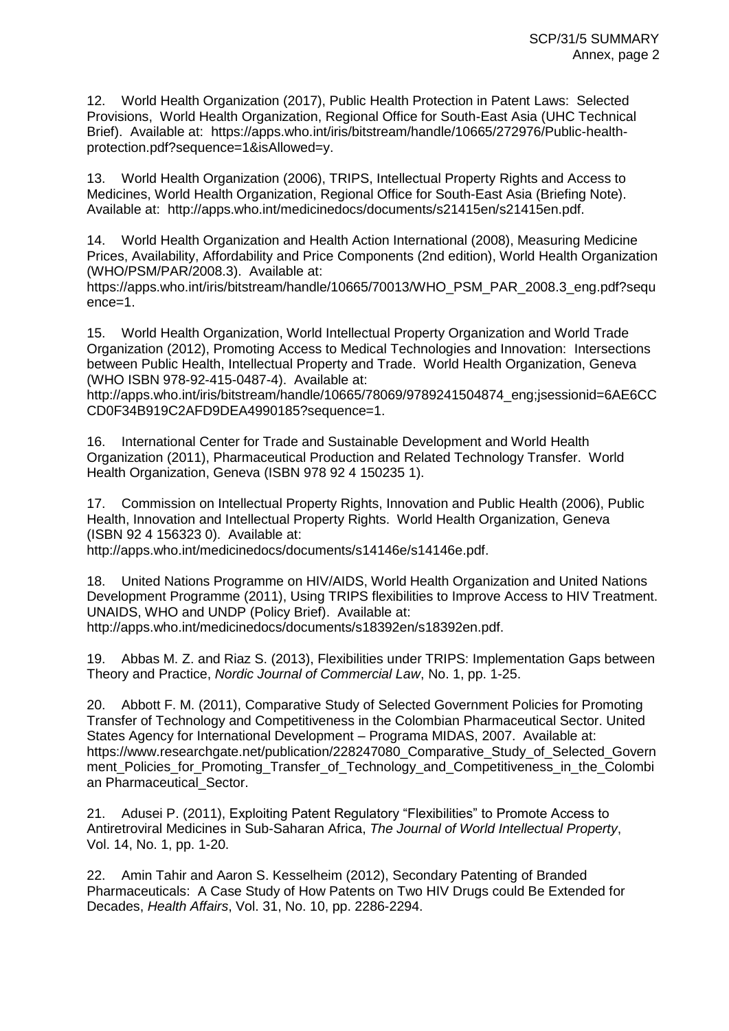12. World Health Organization (2017), Public Health Protection in Patent Laws: Selected Provisions, World Health Organization, Regional Office for South-East Asia (UHC Technical Brief). Available at: https://apps.who.int/iris/bitstream/handle/10665/272976/Public-health-protection.pdf?sequence=1&isAllowed=y.

13. World Health Organization (2006), TRIPS, Intellectual Property Rights and Access to Medicines, World Health Organization, Regional Office for South-East Asia (Briefing Note). Available at: http://apps.who.int/medicinedocs/documents/s21415en/s21415en.pdf.

14. World Health Organization and Health Action International (2008), Measuring Medicine Prices, Availability, Affordability and Price Components (2nd edition), World Health Organization (WHO/PSM/PAR/2008.3). Available at: https://apps.who.int/iris/bitstream/handle/10665/70013/WHO_PSM_PAR_2008.3_eng.pdf?sequence=1.

15. World Health Organization, World Intellectual Property Organization and World Trade Organization (2012), Promoting Access to Medical Technologies and Innovation: Intersections between Public Health, Intellectual Property and Trade. World Health Organization, Geneva (WHO ISBN 978-92-415-0487-4). Available at: http://apps.who.int/iris/bitstream/handle/10665/78069/9789241504874_eng;jsessionid=6AE6CCCD0F34B919C2AFD9DEA4990185?sequence=1.

16. International Center for Trade and Sustainable Development and World Health Organization (2011), Pharmaceutical Production and Related Technology Transfer. World Health Organization, Geneva (ISBN 978 92 4 150235 1).

17. Commission on Intellectual Property Rights, Innovation and Public Health (2006), Public Health, Innovation and Intellectual Property Rights. World Health Organization, Geneva (ISBN 92 4 156323 0). Available at: http://apps.who.int/medicinedocs/documents/s14146e/s14146e.pdf.

18. United Nations Programme on HIV/AIDS, World Health Organization and United Nations Development Programme (2011), Using TRIPS flexibilities to Improve Access to HIV Treatment. UNAIDS, WHO and UNDP (Policy Brief). Available at: http://apps.who.int/medicinedocs/documents/s18392en/s18392en.pdf.

19. Abbas M. Z. and Riaz S. (2013), Flexibilities under TRIPS: Implementation Gaps between Theory and Practice, *Nordic Journal of Commercial Law*, No. 1, pp. 1-25.

20. Abbott F. M. (2011), Comparative Study of Selected Government Policies for Promoting Transfer of Technology and Competitiveness in the Colombian Pharmaceutical Sector. United States Agency for International Development – Programa MIDAS, 2007. Available at: https://www.researchgate.net/publication/228247080_Comparative_Study_of_Selected_Government_Policies_for_Promoting_Transfer_of_Technology_and_Competitiveness_in_the_Colombian Pharmaceutical_Sector.

21. Adusei P. (2011), Exploiting Patent Regulatory "Flexibilities" to Promote Access to Antiretroviral Medicines in Sub-Saharan Africa, *The Journal of World Intellectual Property*, Vol. 14, No. 1, pp. 1-20.

22. Amin Tahir and Aaron S. Kesselheim (2012), Secondary Patenting of Branded Pharmaceuticals: A Case Study of How Patents on Two HIV Drugs could Be Extended for Decades, *Health Affairs*, Vol. 31, No. 10, pp. 2286-2294.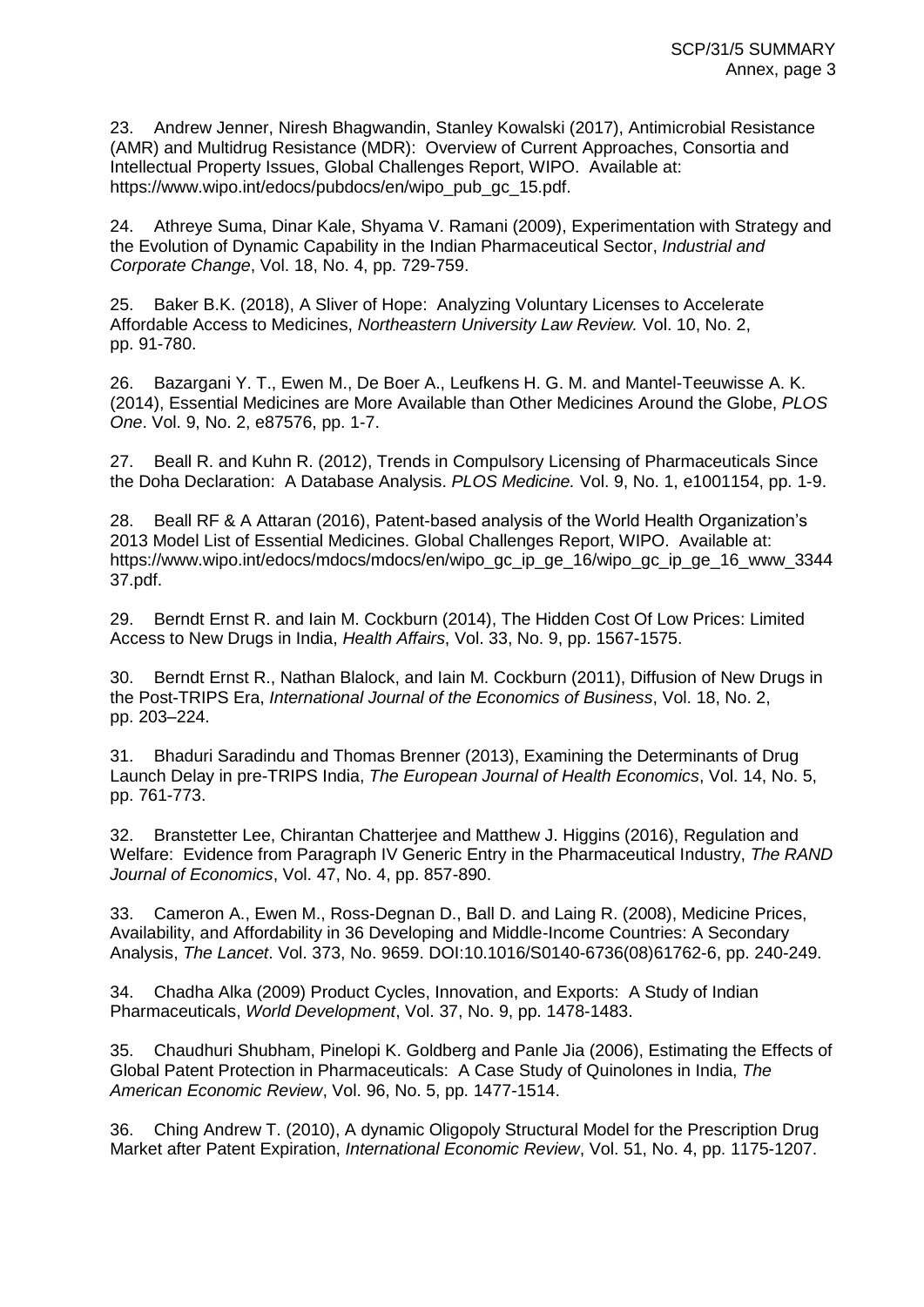23. Andrew Jenner, Niresh Bhagwandin, Stanley Kowalski (2017), Antimicrobial Resistance (AMR) and Multidrug Resistance (MDR): Overview of Current Approaches, Consortia and Intellectual Property Issues, Global Challenges Report, WIPO. Available at: https://www.wipo.int/edocs/pubdocs/en/wipo_pub_gc_15.pdf.

24. Athreye Suma, Dinar Kale, Shyama V. Ramani (2009), Experimentation with Strategy and the Evolution of Dynamic Capability in the Indian Pharmaceutical Sector, *Industrial and Corporate Change*, Vol. 18, No. 4, pp. 729-759.

25. Baker B.K. (2018), A Sliver of Hope: Analyzing Voluntary Licenses to Accelerate Affordable Access to Medicines, *Northeastern University Law Review.* Vol. 10, No. 2, pp. 91-780.

26. Bazargani Y. T., Ewen M., De Boer A., Leufkens H. G. M. and Mantel-Teeuwisse A. K. (2014), Essential Medicines are More Available than Other Medicines Around the Globe, *PLOS One*. Vol. 9, No. 2, e87576, pp. 1-7.

27. Beall R. and Kuhn R. (2012), Trends in Compulsory Licensing of Pharmaceuticals Since the Doha Declaration: A Database Analysis. *PLOS Medicine.* Vol. 9, No. 1, e1001154, pp. 1-9.

28. Beall RF & A Attaran (2016), Patent-based analysis of the World Health Organization's 2013 Model List of Essential Medicines. Global Challenges Report, WIPO. Available at: https://www.wipo.int/edocs/mdocs/mdocs/en/wipo_gc_ip_ge_16/wipo_gc_ip_ge_16_www_334437.pdf.

29. Berndt Ernst R. and Iain M. Cockburn (2014), The Hidden Cost Of Low Prices: Limited Access to New Drugs in India, *Health Affairs*, Vol. 33, No. 9, pp. 1567-1575.

30. Berndt Ernst R., Nathan Blalock, and Iain M. Cockburn (2011), Diffusion of New Drugs in the Post-TRIPS Era, *International Journal of the Economics of Business*, Vol. 18, No. 2, pp. 203–224.

31. Bhaduri Saradindu and Thomas Brenner (2013), Examining the Determinants of Drug Launch Delay in pre-TRIPS India, *The European Journal of Health Economics*, Vol. 14, No. 5, pp. 761-773.

32. Branstetter Lee, Chirantan Chatterjee and Matthew J. Higgins (2016), Regulation and Welfare: Evidence from Paragraph IV Generic Entry in the Pharmaceutical Industry, *The RAND Journal of Economics*, Vol. 47, No. 4, pp. 857-890.

33. Cameron A., Ewen M., Ross-Degnan D., Ball D. and Laing R. (2008), Medicine Prices, Availability, and Affordability in 36 Developing and Middle-Income Countries: A Secondary Analysis, *The Lancet*. Vol. 373, No. 9659. DOI:10.1016/S0140-6736(08)61762-6, pp. 240-249.

34. Chadha Alka (2009) Product Cycles, Innovation, and Exports: A Study of Indian Pharmaceuticals, *World Development*, Vol. 37, No. 9, pp. 1478-1483.

35. Chaudhuri Shubham, Pinelopi K. Goldberg and Panle Jia (2006), Estimating the Effects of Global Patent Protection in Pharmaceuticals: A Case Study of Quinolones in India, *The American Economic Review*, Vol. 96, No. 5, pp. 1477-1514.

36. Ching Andrew T. (2010), A dynamic Oligopoly Structural Model for the Prescription Drug Market after Patent Expiration, *International Economic Review*, Vol. 51, No. 4, pp. 1175-1207.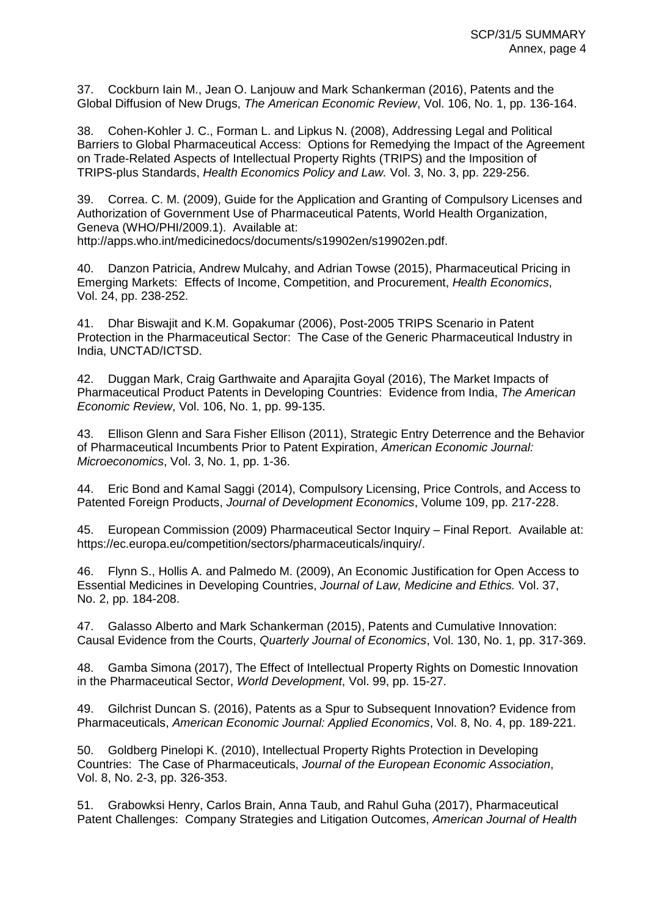37. Cockburn Iain M., Jean O. Lanjouw and Mark Schankerman (2016), Patents and the Global Diffusion of New Drugs, *The American Economic Review*, Vol. 106, No. 1, pp. 136-164.

38. Cohen-Kohler J. C., Forman L. and Lipkus N. (2008), Addressing Legal and Political Barriers to Global Pharmaceutical Access: Options for Remedying the Impact of the Agreement on Trade-Related Aspects of Intellectual Property Rights (TRIPS) and the Imposition of TRIPS-plus Standards, *Health Economics Policy and Law.* Vol. 3, No. 3, pp. 229-256.

39. Correa. C. M. (2009), Guide for the Application and Granting of Compulsory Licenses and Authorization of Government Use of Pharmaceutical Patents, World Health Organization, Geneva (WHO/PHI/2009.1). Available at: http://apps.who.int/medicinedocs/documents/s19902en/s19902en.pdf.

40. Danzon Patricia, Andrew Mulcahy, and Adrian Towse (2015), Pharmaceutical Pricing in Emerging Markets: Effects of Income, Competition, and Procurement, *Health Economics*, Vol. 24, pp. 238-252.

41. Dhar Biswajit and K.M. Gopakumar (2006), Post-2005 TRIPS Scenario in Patent Protection in the Pharmaceutical Sector: The Case of the Generic Pharmaceutical Industry in India, UNCTAD/ICTSD.

42. Duggan Mark, Craig Garthwaite and Aparajita Goyal (2016), The Market Impacts of Pharmaceutical Product Patents in Developing Countries: Evidence from India, *The American Economic Review*, Vol. 106, No. 1, pp. 99-135.

43. Ellison Glenn and Sara Fisher Ellison (2011), Strategic Entry Deterrence and the Behavior of Pharmaceutical Incumbents Prior to Patent Expiration, *American Economic Journal: Microeconomics*, Vol. 3, No. 1, pp. 1-36.

44. Eric Bond and Kamal Saggi (2014), Compulsory Licensing, Price Controls, and Access to Patented Foreign Products, *Journal of Development Economics*, Volume 109, pp. 217-228.

45. European Commission (2009) Pharmaceutical Sector Inquiry – Final Report. Available at: https://ec.europa.eu/competition/sectors/pharmaceuticals/inquiry/.

46. Flynn S., Hollis A. and Palmedo M. (2009), An Economic Justification for Open Access to Essential Medicines in Developing Countries, *Journal of Law, Medicine and Ethics.* Vol. 37, No. 2, pp. 184-208.

47. Galasso Alberto and Mark Schankerman (2015), Patents and Cumulative Innovation: Causal Evidence from the Courts, *Quarterly Journal of Economics*, Vol. 130, No. 1, pp. 317-369.

48. Gamba Simona (2017), The Effect of Intellectual Property Rights on Domestic Innovation in the Pharmaceutical Sector, *World Development*, Vol. 99, pp. 15-27.

49. Gilchrist Duncan S. (2016), Patents as a Spur to Subsequent Innovation? Evidence from Pharmaceuticals, *American Economic Journal: Applied Economics*, Vol. 8, No. 4, pp. 189-221.

50. Goldberg Pinelopi K. (2010), Intellectual Property Rights Protection in Developing Countries: The Case of Pharmaceuticals, *Journal of the European Economic Association*, Vol. 8, No. 2-3, pp. 326-353.

51. Grabowksi Henry, Carlos Brain, Anna Taub, and Rahul Guha (2017), Pharmaceutical Patent Challenges: Company Strategies and Litigation Outcomes, *American Journal of Health*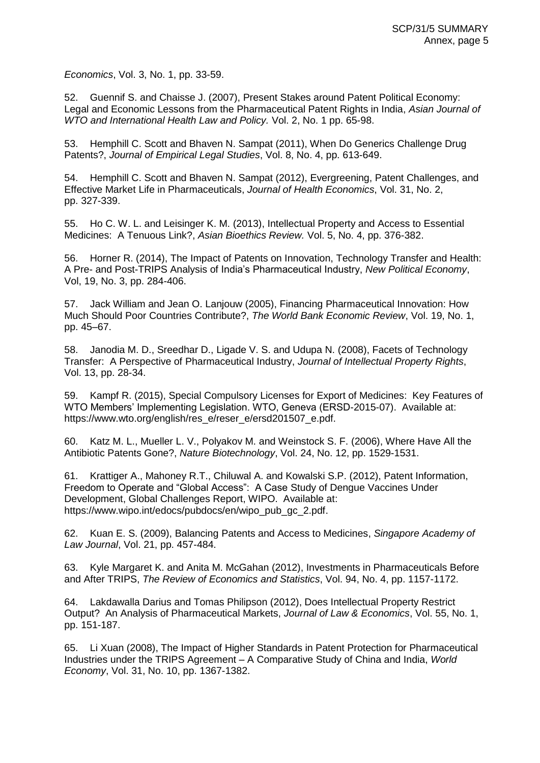*Economics*, Vol. 3, No. 1, pp. 33-59.

52. Guennif S. and Chaisse J. (2007), Present Stakes around Patent Political Economy: Legal and Economic Lessons from the Pharmaceutical Patent Rights in India, *Asian Journal of WTO and International Health Law and Policy.* Vol. 2, No. 1 pp. 65-98.

53. Hemphill C. Scott and Bhaven N. Sampat (2011), When Do Generics Challenge Drug Patents?, *Journal of Empirical Legal Studies*, Vol. 8, No. 4, pp. 613-649.

54. Hemphill C. Scott and Bhaven N. Sampat (2012), Evergreening, Patent Challenges, and Effective Market Life in Pharmaceuticals, *Journal of Health Economics*, Vol. 31, No. 2, pp. 327-339.

55. Ho C. W. L. and Leisinger K. M. (2013), Intellectual Property and Access to Essential Medicines: A Tenuous Link?, *Asian Bioethics Review.* Vol. 5, No. 4, pp. 376-382.

56. Horner R. (2014), The Impact of Patents on Innovation, Technology Transfer and Health: A Pre- and Post-TRIPS Analysis of India's Pharmaceutical Industry, *New Political Economy*, Vol, 19, No. 3, pp. 284-406.

57. Jack William and Jean O. Lanjouw (2005), Financing Pharmaceutical Innovation: How Much Should Poor Countries Contribute?, *The World Bank Economic Review*, Vol. 19, No. 1, pp. 45–67.

58. Janodia M. D., Sreedhar D., Ligade V. S. and Udupa N. (2008), Facets of Technology Transfer: A Perspective of Pharmaceutical Industry, *Journal of Intellectual Property Rights*, Vol. 13, pp. 28-34.

59. Kampf R. (2015), Special Compulsory Licenses for Export of Medicines: Key Features of WTO Members' Implementing Legislation. WTO, Geneva (ERSD-2015-07). Available at: https://www.wto.org/english/res_e/reser_e/ersd201507_e.pdf.

60. Katz M. L., Mueller L. V., Polyakov M. and Weinstock S. F. (2006), Where Have All the Antibiotic Patents Gone?, *Nature Biotechnology*, Vol. 24, No. 12, pp. 1529-1531.

61. Krattiger A., Mahoney R.T., Chiluwal A. and Kowalski S.P. (2012), Patent Information, Freedom to Operate and "Global Access": A Case Study of Dengue Vaccines Under Development, Global Challenges Report, WIPO. Available at: https://www.wipo.int/edocs/pubdocs/en/wipo_pub_gc_2.pdf.

62. Kuan E. S. (2009), Balancing Patents and Access to Medicines, *Singapore Academy of Law Journal*, Vol. 21, pp. 457-484.

63. Kyle Margaret K. and Anita M. McGahan (2012), Investments in Pharmaceuticals Before and After TRIPS, *The Review of Economics and Statistics*, Vol. 94, No. 4, pp. 1157-1172.

64. Lakdawalla Darius and Tomas Philipson (2012), Does Intellectual Property Restrict Output? An Analysis of Pharmaceutical Markets, *Journal of Law & Economics*, Vol. 55, No. 1, pp. 151-187.

65. Li Xuan (2008), The Impact of Higher Standards in Patent Protection for Pharmaceutical Industries under the TRIPS Agreement – A Comparative Study of China and India, *World Economy*, Vol. 31, No. 10, pp. 1367-1382.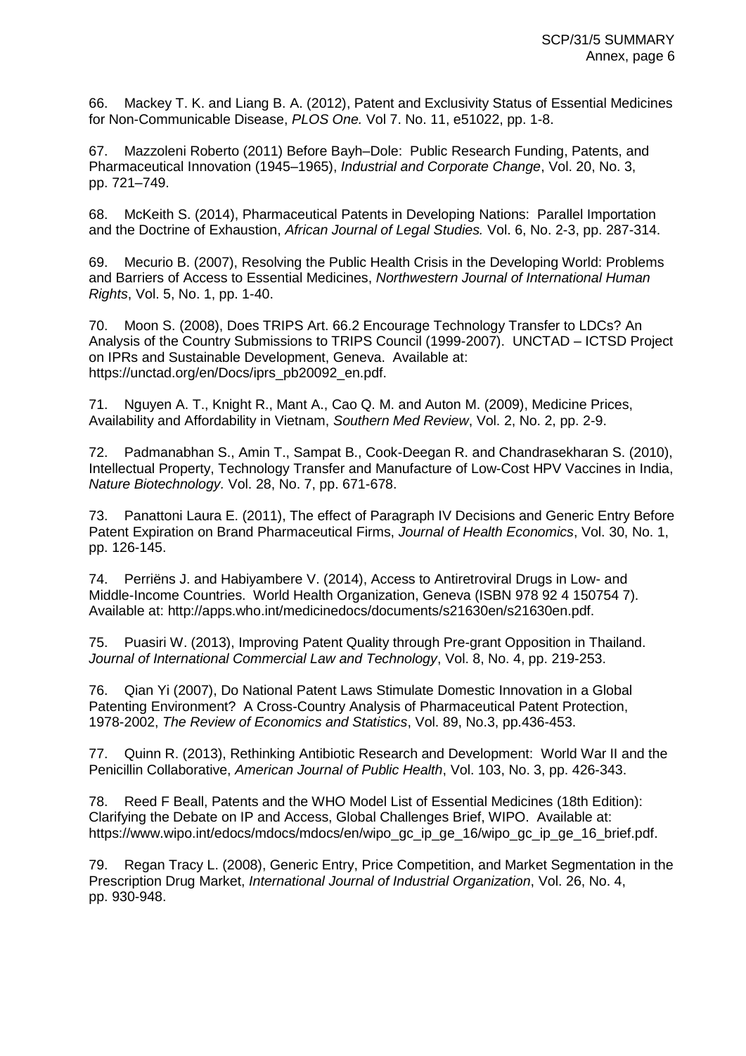66. Mackey T. K. and Liang B. A. (2012), Patent and Exclusivity Status of Essential Medicines for Non-Communicable Disease, *PLOS One.* Vol 7. No. 11, e51022, pp. 1-8.

67. Mazzoleni Roberto (2011) Before Bayh–Dole: Public Research Funding, Patents, and Pharmaceutical Innovation (1945–1965), *Industrial and Corporate Change*, Vol. 20, No. 3, pp. 721–749.

68. McKeith S. (2014), Pharmaceutical Patents in Developing Nations: Parallel Importation and the Doctrine of Exhaustion, *African Journal of Legal Studies.* Vol. 6, No. 2-3, pp. 287-314.

69. Mecurio B. (2007), Resolving the Public Health Crisis in the Developing World: Problems and Barriers of Access to Essential Medicines, *Northwestern Journal of International Human Rights*, Vol. 5, No. 1, pp. 1-40.

70. Moon S. (2008), Does TRIPS Art. 66.2 Encourage Technology Transfer to LDCs? An Analysis of the Country Submissions to TRIPS Council (1999-2007). UNCTAD – ICTSD Project on IPRs and Sustainable Development, Geneva. Available at: https://unctad.org/en/Docs/iprs_pb20092_en.pdf.

71. Nguyen A. T., Knight R., Mant A., Cao Q. M. and Auton M. (2009), Medicine Prices, Availability and Affordability in Vietnam, *Southern Med Review*, Vol. 2, No. 2, pp. 2-9.

72. Padmanabhan S., Amin T., Sampat B., Cook-Deegan R. and Chandrasekharan S. (2010), Intellectual Property, Technology Transfer and Manufacture of Low-Cost HPV Vaccines in India, *Nature Biotechnology.* Vol. 28, No. 7, pp. 671-678.

73. Panattoni Laura E. (2011), The effect of Paragraph IV Decisions and Generic Entry Before Patent Expiration on Brand Pharmaceutical Firms, *Journal of Health Economics*, Vol. 30, No. 1, pp. 126-145.

74. Perriëns J. and Habiyambere V. (2014), Access to Antiretroviral Drugs in Low- and Middle-Income Countries. World Health Organization, Geneva (ISBN 978 92 4 150754 7). Available at: http://apps.who.int/medicinedocs/documents/s21630en/s21630en.pdf.

75. Puasiri W. (2013), Improving Patent Quality through Pre-grant Opposition in Thailand. *Journal of International Commercial Law and Technology*, Vol. 8, No. 4, pp. 219-253.

76. Qian Yi (2007), Do National Patent Laws Stimulate Domestic Innovation in a Global Patenting Environment? A Cross-Country Analysis of Pharmaceutical Patent Protection, 1978-2002, *The Review of Economics and Statistics*, Vol. 89, No.3, pp.436-453.

77. Quinn R. (2013), Rethinking Antibiotic Research and Development: World War II and the Penicillin Collaborative, *American Journal of Public Health*, Vol. 103, No. 3, pp. 426-343.

78. Reed F Beall, Patents and the WHO Model List of Essential Medicines (18th Edition): Clarifying the Debate on IP and Access, Global Challenges Brief, WIPO. Available at: https://www.wipo.int/edocs/mdocs/mdocs/en/wipo_gc_ip_ge_16/wipo_gc_ip_ge_16_brief.pdf.

79. Regan Tracy L. (2008), Generic Entry, Price Competition, and Market Segmentation in the Prescription Drug Market, *International Journal of Industrial Organization*, Vol. 26, No. 4, pp. 930-948.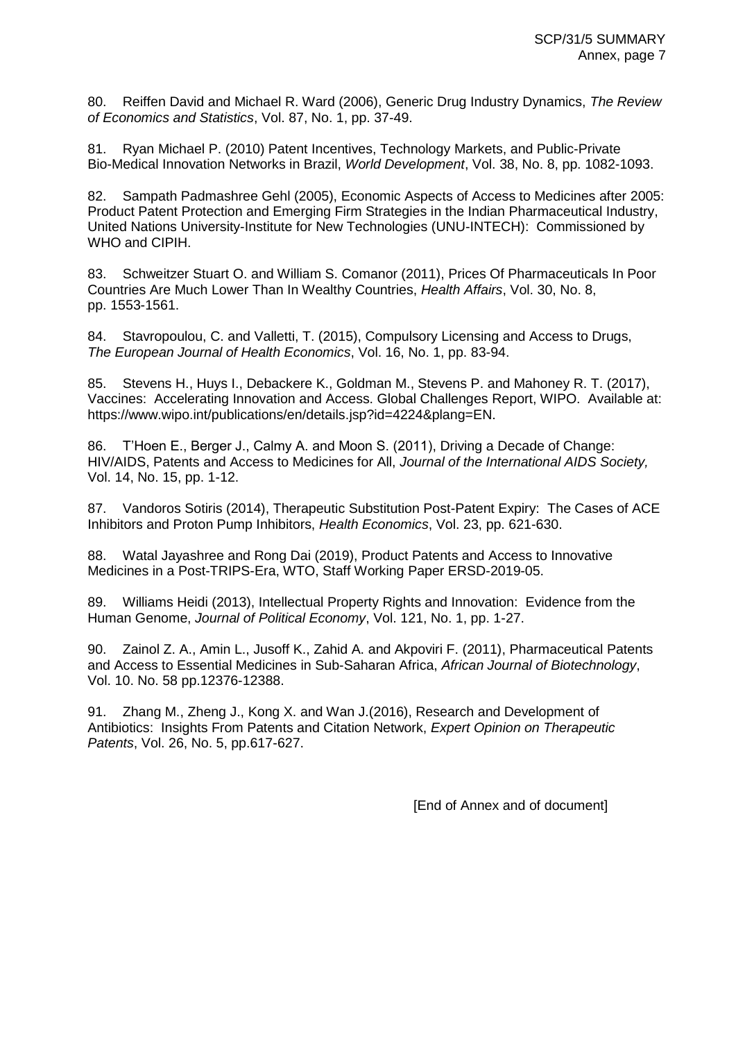80. Reiffen David and Michael R. Ward (2006), Generic Drug Industry Dynamics, *The Review of Economics and Statistics*, Vol. 87, No. 1, pp. 37-49.

81. Ryan Michael P. (2010) Patent Incentives, Technology Markets, and Public-Private Bio-Medical Innovation Networks in Brazil, *World Development*, Vol. 38, No. 8, pp. 1082-1093.

82. Sampath Padmashree Gehl (2005), Economic Aspects of Access to Medicines after 2005: Product Patent Protection and Emerging Firm Strategies in the Indian Pharmaceutical Industry, United Nations University-Institute for New Technologies (UNU-INTECH): Commissioned by WHO and CIPIH.

83. Schweitzer Stuart O. and William S. Comanor (2011), Prices Of Pharmaceuticals In Poor Countries Are Much Lower Than In Wealthy Countries, *Health Affairs*, Vol. 30, No. 8, pp. 1553-1561.

84. Stavropoulou, C. and Valletti, T. (2015), Compulsory Licensing and Access to Drugs, *The European Journal of Health Economics*, Vol. 16, No. 1, pp. 83-94.

85. Stevens H., Huys I., Debackere K., Goldman M., Stevens P. and Mahoney R. T. (2017), Vaccines: Accelerating Innovation and Access. Global Challenges Report, WIPO. Available at: https://www.wipo.int/publications/en/details.jsp?id=4224&plang=EN.

86. T'Hoen E., Berger J., Calmy A. and Moon S. (2011), Driving a Decade of Change: HIV/AIDS, Patents and Access to Medicines for All, *Journal of the International AIDS Society,* Vol. 14, No. 15, pp. 1-12.

87. Vandoros Sotiris (2014), Therapeutic Substitution Post-Patent Expiry: The Cases of ACE Inhibitors and Proton Pump Inhibitors, *Health Economics*, Vol. 23, pp. 621-630.

88. Watal Jayashree and Rong Dai (2019), Product Patents and Access to Innovative Medicines in a Post-TRIPS-Era, WTO, Staff Working Paper ERSD-2019-05.

89. Williams Heidi (2013), Intellectual Property Rights and Innovation: Evidence from the Human Genome, *Journal of Political Economy*, Vol. 121, No. 1, pp. 1-27.

90. Zainol Z. A., Amin L., Jusoff K., Zahid A. and Akpoviri F. (2011), Pharmaceutical Patents and Access to Essential Medicines in Sub-Saharan Africa, *African Journal of Biotechnology*, Vol. 10. No. 58 pp.12376-12388.

91. Zhang M., Zheng J., Kong X. and Wan J.(2016), Research and Development of Antibiotics: Insights From Patents and Citation Network, *Expert Opinion on Therapeutic Patents*, Vol. 26, No. 5, pp.617-627.

[End of Annex and of document]